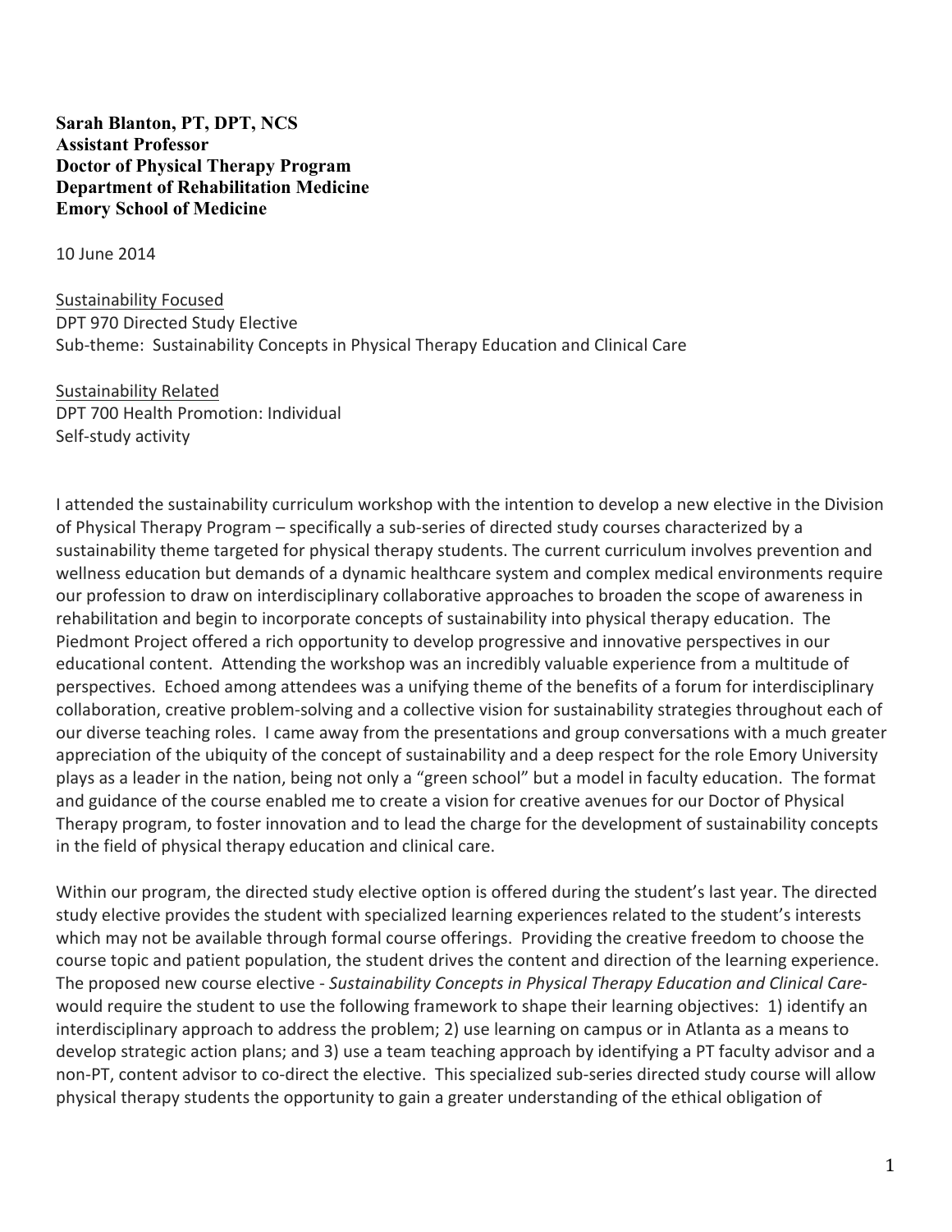**Sarah Blanton, PT, DPT, NCS**
**Assistant Professor**
**Doctor of Physical Therapy Program**
**Department of Rehabilitation Medicine**
**Emory School of Medicine**

10 June 2014

<u>Sustainability Focused</u>
DPT 970 Directed Study Elective
Sub-theme: Sustainability Concepts in Physical Therapy Education and Clinical Care

<u>Sustainability Related</u>
DPT 700 Health Promotion: Individual
Self-study activity

I attended the sustainability curriculum workshop with the intention to develop a new elective in the Division of Physical Therapy Program – specifically a sub-series of directed study courses characterized by a sustainability theme targeted for physical therapy students. The current curriculum involves prevention and wellness education but demands of a dynamic healthcare system and complex medical environments require our profession to draw on interdisciplinary collaborative approaches to broaden the scope of awareness in rehabilitation and begin to incorporate concepts of sustainability into physical therapy education. The Piedmont Project offered a rich opportunity to develop progressive and innovative perspectives in our educational content. Attending the workshop was an incredibly valuable experience from a multitude of perspectives. Echoed among attendees was a unifying theme of the benefits of a forum for interdisciplinary collaboration, creative problem-solving and a collective vision for sustainability strategies throughout each of our diverse teaching roles. I came away from the presentations and group conversations with a much greater appreciation of the ubiquity of the concept of sustainability and a deep respect for the role Emory University plays as a leader in the nation, being not only a "green school" but a model in faculty education. The format and guidance of the course enabled me to create a vision for creative avenues for our Doctor of Physical Therapy program, to foster innovation and to lead the charge for the development of sustainability concepts in the field of physical therapy education and clinical care.

Within our program, the directed study elective option is offered during the student's last year. The directed study elective provides the student with specialized learning experiences related to the student's interests which may not be available through formal course offerings. Providing the creative freedom to choose the course topic and patient population, the student drives the content and direction of the learning experience. The proposed new course elective - *Sustainability Concepts in Physical Therapy Education and Clinical Care*- would require the student to use the following framework to shape their learning objectives: 1) identify an interdisciplinary approach to address the problem; 2) use learning on campus or in Atlanta as a means to develop strategic action plans; and 3) use a team teaching approach by identifying a PT faculty advisor and a non-PT, content advisor to co-direct the elective. This specialized sub-series directed study course will allow physical therapy students the opportunity to gain a greater understanding of the ethical obligation of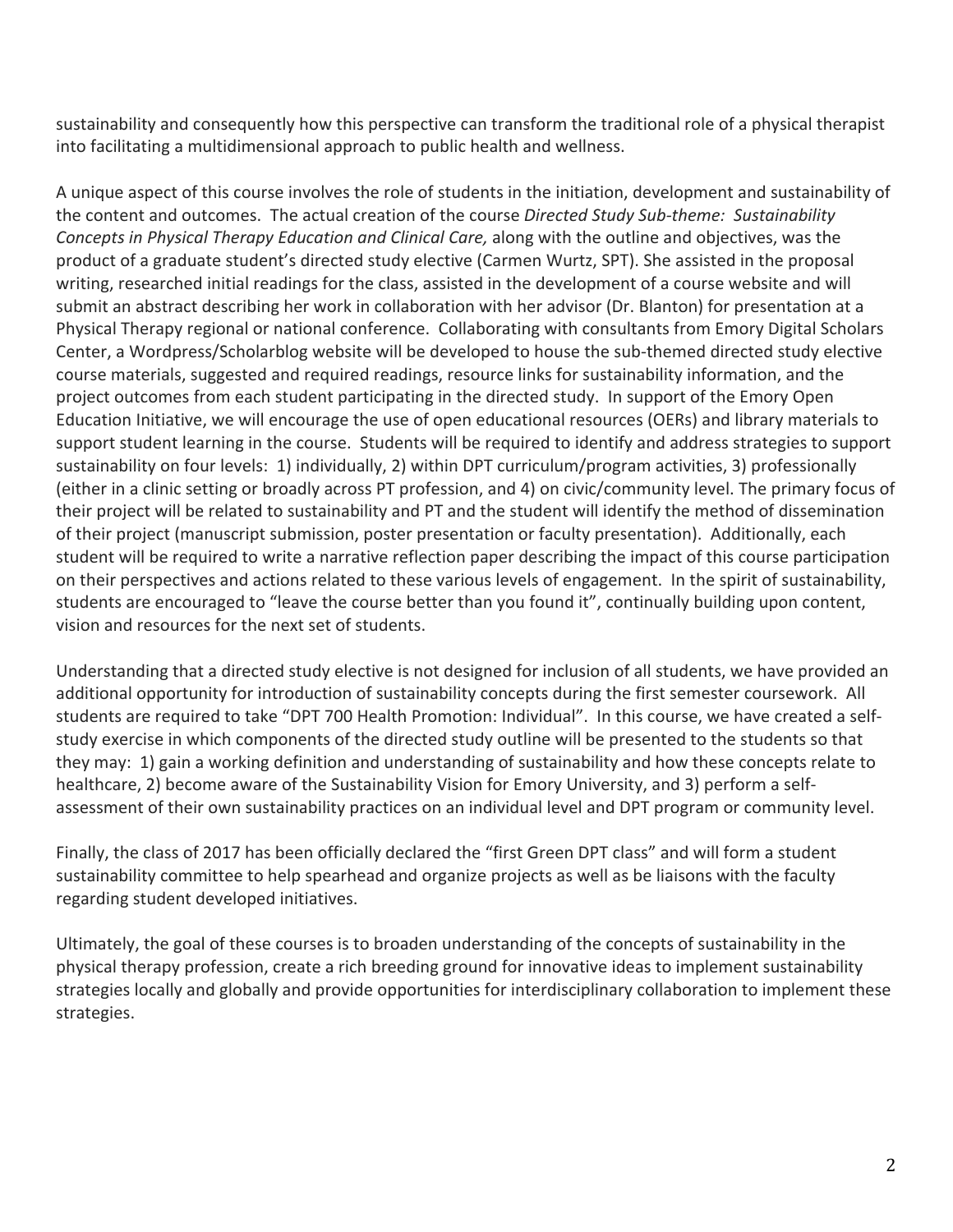sustainability and consequently how this perspective can transform the traditional role of a physical therapist into facilitating a multidimensional approach to public health and wellness.

A unique aspect of this course involves the role of students in the initiation, development and sustainability of the content and outcomes. The actual creation of the course *Directed Study Sub-theme: Sustainability Concepts in Physical Therapy Education and Clinical Care,* along with the outline and objectives, was the product of a graduate student's directed study elective (Carmen Wurtz, SPT). She assisted in the proposal writing, researched initial readings for the class, assisted in the development of a course website and will submit an abstract describing her work in collaboration with her advisor (Dr. Blanton) for presentation at a Physical Therapy regional or national conference. Collaborating with consultants from Emory Digital Scholars Center, a Wordpress/Scholarblog website will be developed to house the sub-themed directed study elective course materials, suggested and required readings, resource links for sustainability information, and the project outcomes from each student participating in the directed study. In support of the Emory Open Education Initiative, we will encourage the use of open educational resources (OERs) and library materials to support student learning in the course. Students will be required to identify and address strategies to support sustainability on four levels: 1) individually, 2) within DPT curriculum/program activities, 3) professionally (either in a clinic setting or broadly across PT profession, and 4) on civic/community level. The primary focus of their project will be related to sustainability and PT and the student will identify the method of dissemination of their project (manuscript submission, poster presentation or faculty presentation). Additionally, each student will be required to write a narrative reflection paper describing the impact of this course participation on their perspectives and actions related to these various levels of engagement. In the spirit of sustainability, students are encouraged to "leave the course better than you found it", continually building upon content, vision and resources for the next set of students.

Understanding that a directed study elective is not designed for inclusion of all students, we have provided an additional opportunity for introduction of sustainability concepts during the first semester coursework. All students are required to take "DPT 700 Health Promotion: Individual". In this course, we have created a self-study exercise in which components of the directed study outline will be presented to the students so that they may: 1) gain a working definition and understanding of sustainability and how these concepts relate to healthcare, 2) become aware of the Sustainability Vision for Emory University, and 3) perform a self-assessment of their own sustainability practices on an individual level and DPT program or community level.

Finally, the class of 2017 has been officially declared the "first Green DPT class" and will form a student sustainability committee to help spearhead and organize projects as well as be liaisons with the faculty regarding student developed initiatives.

Ultimately, the goal of these courses is to broaden understanding of the concepts of sustainability in the physical therapy profession, create a rich breeding ground for innovative ideas to implement sustainability strategies locally and globally and provide opportunities for interdisciplinary collaboration to implement these strategies.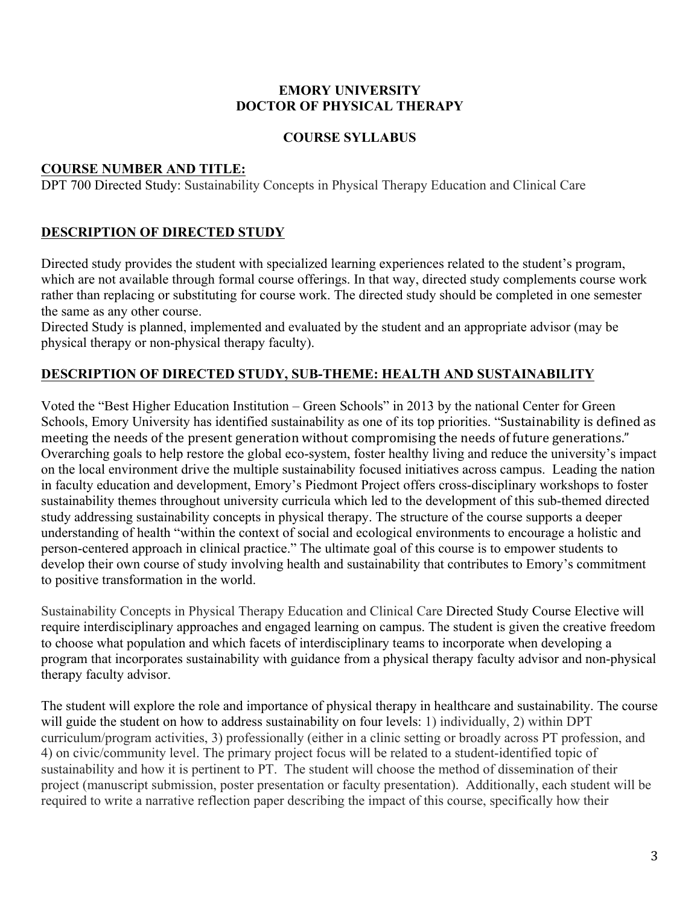**EMORY UNIVERSITY**
**DOCTOR OF PHYSICAL THERAPY**

**COURSE SYLLABUS**

## COURSE NUMBER AND TITLE:

DPT 700 Directed Study: Sustainability Concepts in Physical Therapy Education and Clinical Care

## DESCRIPTION OF DIRECTED STUDY

Directed study provides the student with specialized learning experiences related to the student's program, which are not available through formal course offerings. In that way, directed study complements course work rather than replacing or substituting for course work. The directed study should be completed in one semester the same as any other course.
Directed Study is planned, implemented and evaluated by the student and an appropriate advisor (may be physical therapy or non-physical therapy faculty).

## DESCRIPTION OF DIRECTED STUDY, SUB-THEME: HEALTH AND SUSTAINABILITY

Voted the "Best Higher Education Institution – Green Schools" in 2013 by the national Center for Green Schools, Emory University has identified sustainability as one of its top priorities. "Sustainability is defined as meeting the needs of the present generation without compromising the needs of future generations." Overarching goals to help restore the global eco-system, foster healthy living and reduce the university's impact on the local environment drive the multiple sustainability focused initiatives across campus. Leading the nation in faculty education and development, Emory's Piedmont Project offers cross-disciplinary workshops to foster sustainability themes throughout university curricula which led to the development of this sub-themed directed study addressing sustainability concepts in physical therapy. The structure of the course supports a deeper understanding of health "within the context of social and ecological environments to encourage a holistic and person-centered approach in clinical practice." The ultimate goal of this course is to empower students to develop their own course of study involving health and sustainability that contributes to Emory's commitment to positive transformation in the world.

Sustainability Concepts in Physical Therapy Education and Clinical Care Directed Study Course Elective will require interdisciplinary approaches and engaged learning on campus. The student is given the creative freedom to choose what population and which facets of interdisciplinary teams to incorporate when developing a program that incorporates sustainability with guidance from a physical therapy faculty advisor and non-physical therapy faculty advisor.

The student will explore the role and importance of physical therapy in healthcare and sustainability. The course will guide the student on how to address sustainability on four levels: 1) individually, 2) within DPT curriculum/program activities, 3) professionally (either in a clinic setting or broadly across PT profession, and 4) on civic/community level. The primary project focus will be related to a student-identified topic of sustainability and how it is pertinent to PT. The student will choose the method of dissemination of their project (manuscript submission, poster presentation or faculty presentation). Additionally, each student will be required to write a narrative reflection paper describing the impact of this course, specifically how their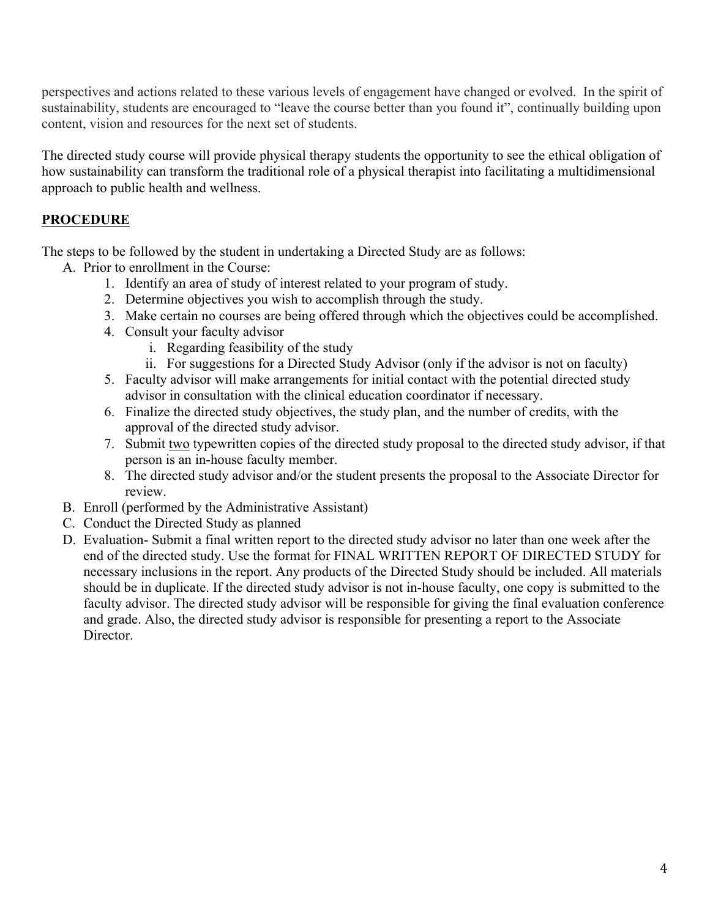perspectives and actions related to these various levels of engagement have changed or evolved. In the spirit of sustainability, students are encouraged to "leave the course better than you found it", continually building upon content, vision and resources for the next set of students.

The directed study course will provide physical therapy students the opportunity to see the ethical obligation of how sustainability can transform the traditional role of a physical therapist into facilitating a multidimensional approach to public health and wellness.

## PROCEDURE

The steps to be followed by the student in undertaking a Directed Study are as follows:

A. Prior to enrollment in the Course:
   1. Identify an area of study of interest related to your program of study.
   2. Determine objectives you wish to accomplish through the study.
   3. Make certain no courses are being offered through which the objectives could be accomplished.
   4. Consult your faculty advisor
      i. Regarding feasibility of the study
      ii. For suggestions for a Directed Study Advisor (only if the advisor is not on faculty)
   5. Faculty advisor will make arrangements for initial contact with the potential directed study advisor in consultation with the clinical education coordinator if necessary.
   6. Finalize the directed study objectives, the study plan, and the number of credits, with the approval of the directed study advisor.
   7. Submit <u>two</u> typewritten copies of the directed study proposal to the directed study advisor, if that person is an in-house faculty member.
   8. The directed study advisor and/or the student presents the proposal to the Associate Director for review.

B. Enroll (performed by the Administrative Assistant)

C. Conduct the Directed Study as planned

D. Evaluation- Submit a final written report to the directed study advisor no later than one week after the end of the directed study. Use the format for FINAL WRITTEN REPORT OF DIRECTED STUDY for necessary inclusions in the report. Any products of the Directed Study should be included. All materials should be in duplicate. If the directed study advisor is not in-house faculty, one copy is submitted to the faculty advisor. The directed study advisor will be responsible for giving the final evaluation conference and grade. Also, the directed study advisor is responsible for presenting a report to the Associate Director.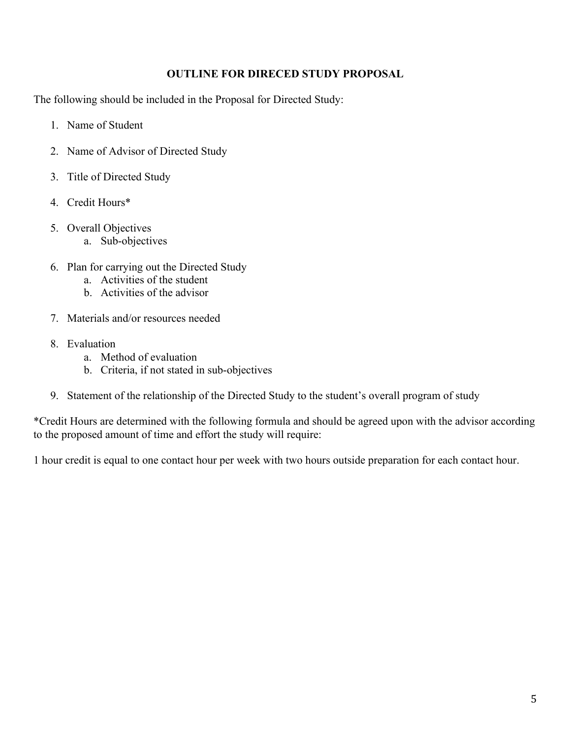## OUTLINE FOR DIRECED STUDY PROPOSAL

The following should be included in the Proposal for Directed Study:

1. Name of Student
2. Name of Advisor of Directed Study
3. Title of Directed Study
4. Credit Hours*
5. Overall Objectives
    a. Sub-objectives
6. Plan for carrying out the Directed Study
    a. Activities of the student
    b. Activities of the advisor
7. Materials and/or resources needed
8. Evaluation
    a. Method of evaluation
    b. Criteria, if not stated in sub-objectives
9. Statement of the relationship of the Directed Study to the student's overall program of study

*Credit Hours are determined with the following formula and should be agreed upon with the advisor according to the proposed amount of time and effort the study will require:

1 hour credit is equal to one contact hour per week with two hours outside preparation for each contact hour.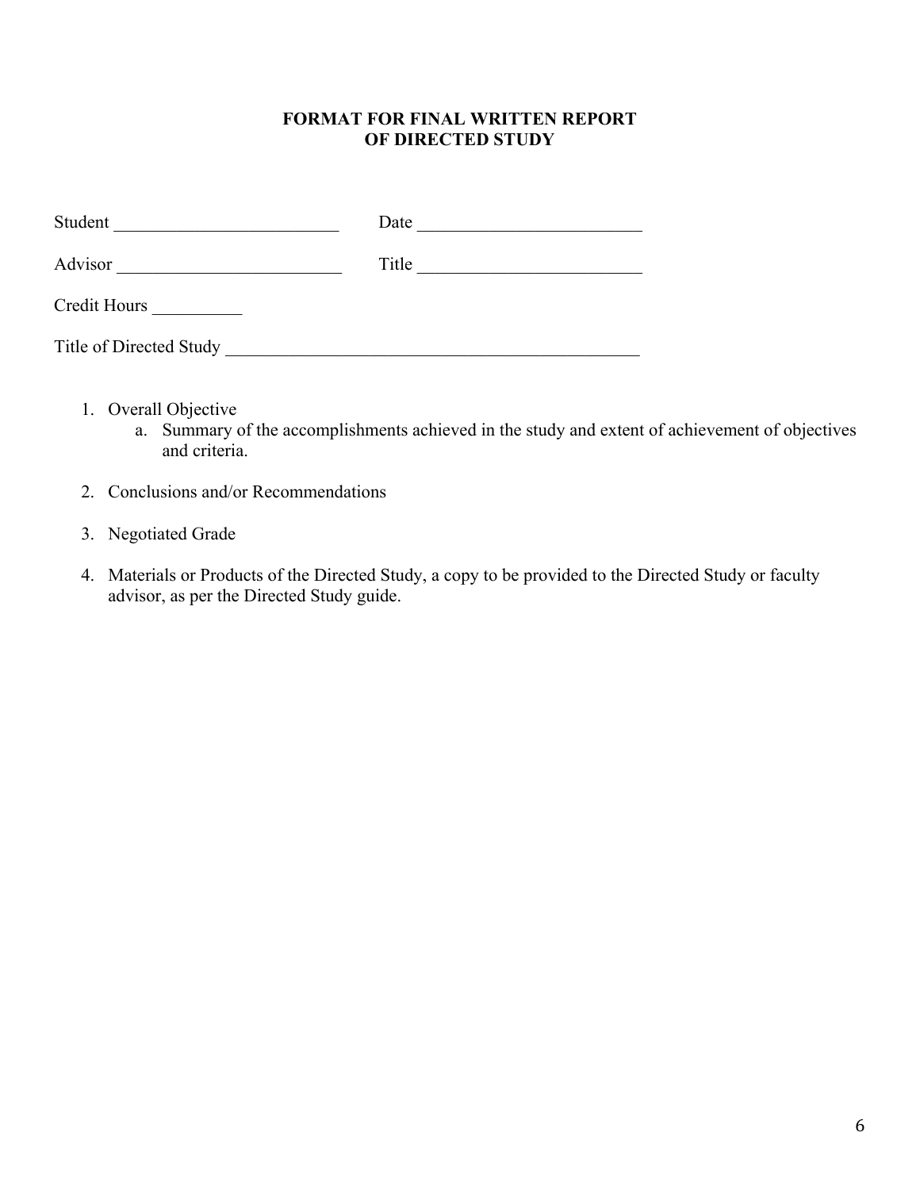# FORMAT FOR FINAL WRITTEN REPORT OF DIRECTED STUDY

Student _________________________ Date _________________________

Advisor _________________________ Title _________________________

Credit Hours __________

Title of Directed Study _______________________________________________

1. Overall Objective
    a. Summary of the accomplishments achieved in the study and extent of achievement of objectives and criteria.

2. Conclusions and/or Recommendations

3. Negotiated Grade

4. Materials or Products of the Directed Study, a copy to be provided to the Directed Study or faculty advisor, as per the Directed Study guide.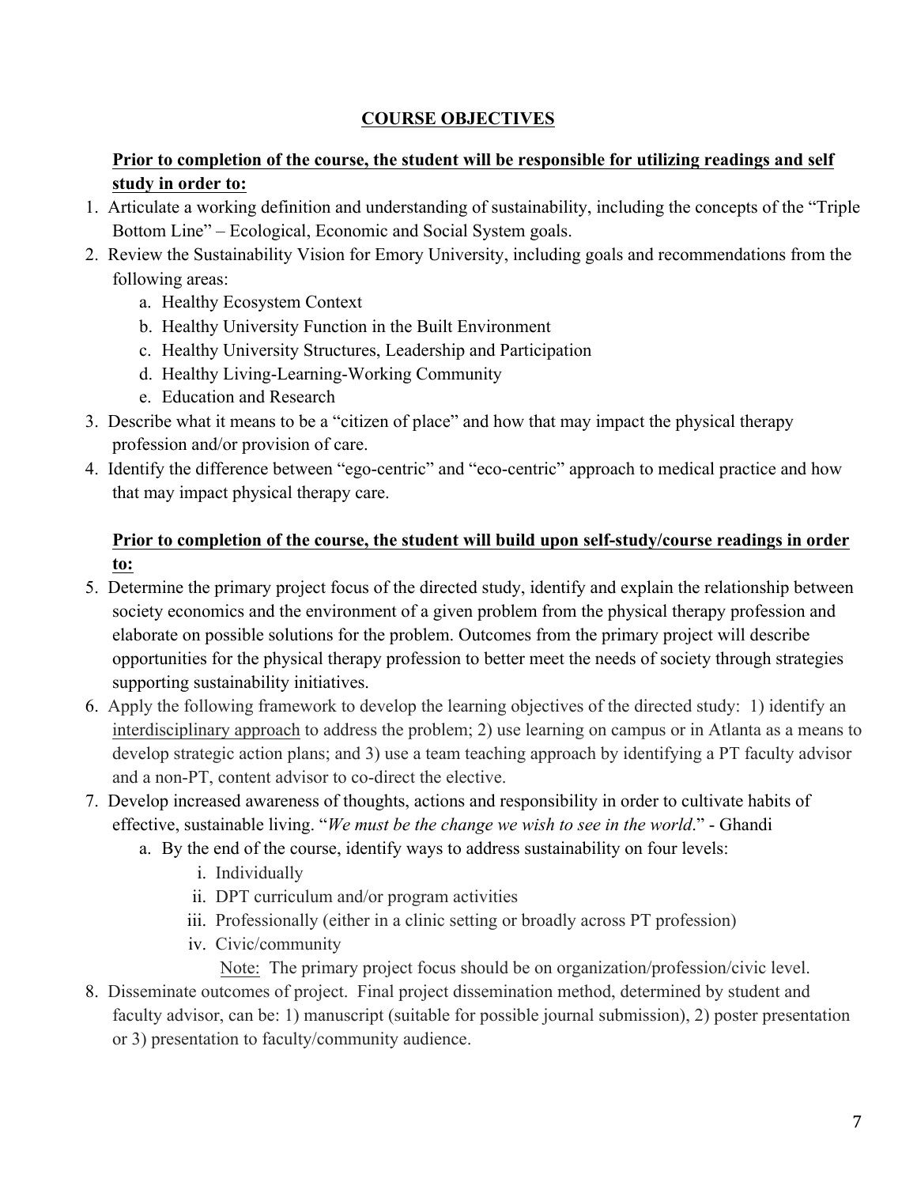## COURSE OBJECTIVES

**Prior to completion of the course, the student will be responsible for utilizing readings and self study in order to:**

1. Articulate a working definition and understanding of sustainability, including the concepts of the "Triple Bottom Line" – Ecological, Economic and Social System goals.
2. Review the Sustainability Vision for Emory University, including goals and recommendations from the following areas:
   a. Healthy Ecosystem Context
   b. Healthy University Function in the Built Environment
   c. Healthy University Structures, Leadership and Participation
   d. Healthy Living-Learning-Working Community
   e. Education and Research
3. Describe what it means to be a "citizen of place" and how that may impact the physical therapy profession and/or provision of care.
4. Identify the difference between "ego-centric" and "eco-centric" approach to medical practice and how that may impact physical therapy care.

**Prior to completion of the course, the student will build upon self-study/course readings in order to:**

5. Determine the primary project focus of the directed study, identify and explain the relationship between society economics and the environment of a given problem from the physical therapy profession and elaborate on possible solutions for the problem. Outcomes from the primary project will describe opportunities for the physical therapy profession to better meet the needs of society through strategies supporting sustainability initiatives.
6. Apply the following framework to develop the learning objectives of the directed study: 1) identify an interdisciplinary approach to address the problem; 2) use learning on campus or in Atlanta as a means to develop strategic action plans; and 3) use a team teaching approach by identifying a PT faculty advisor and a non-PT, content advisor to co-direct the elective.
7. Develop increased awareness of thoughts, actions and responsibility in order to cultivate habits of effective, sustainable living. "*We must be the change we wish to see in the world*." - Ghandi
   a. By the end of the course, identify ways to address sustainability on four levels:
      i. Individually
      ii. DPT curriculum and/or program activities
      iii. Professionally (either in a clinic setting or broadly across PT profession)
      iv. Civic/community
      
      Note: The primary project focus should be on organization/profession/civic level.
8. Disseminate outcomes of project. Final project dissemination method, determined by student and faculty advisor, can be: 1) manuscript (suitable for possible journal submission), 2) poster presentation or 3) presentation to faculty/community audience.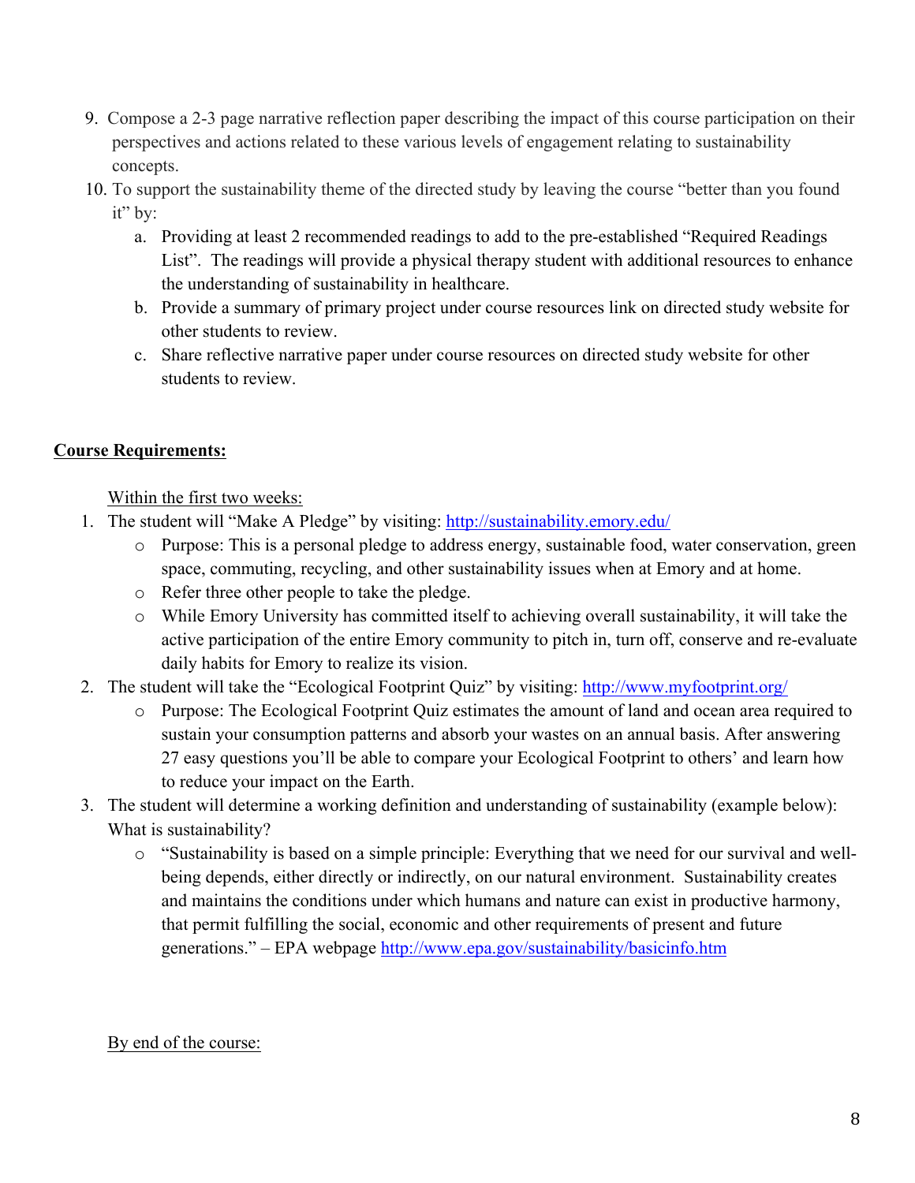9. Compose a 2-3 page narrative reflection paper describing the impact of this course participation on their perspectives and actions related to these various levels of engagement relating to sustainability concepts.
10. To support the sustainability theme of the directed study by leaving the course "better than you found it" by:
    a. Providing at least 2 recommended readings to add to the pre-established "Required Readings List". The readings will provide a physical therapy student with additional resources to enhance the understanding of sustainability in healthcare.
    b. Provide a summary of primary project under course resources link on directed study website for other students to review.
    c. Share reflective narrative paper under course resources on directed study website for other students to review.

**Course Requirements:**

Within the first two weeks:

1. The student will "Make A Pledge" by visiting: http://sustainability.emory.edu/
    - Purpose: This is a personal pledge to address energy, sustainable food, water conservation, green space, commuting, recycling, and other sustainability issues when at Emory and at home.
    - Refer three other people to take the pledge.
    - While Emory University has committed itself to achieving overall sustainability, it will take the active participation of the entire Emory community to pitch in, turn off, conserve and re-evaluate daily habits for Emory to realize its vision.
2. The student will take the "Ecological Footprint Quiz" by visiting: http://www.myfootprint.org/
    - Purpose: The Ecological Footprint Quiz estimates the amount of land and ocean area required to sustain your consumption patterns and absorb your wastes on an annual basis. After answering 27 easy questions you'll be able to compare your Ecological Footprint to others' and learn how to reduce your impact on the Earth.
3. The student will determine a working definition and understanding of sustainability (example below): What is sustainability?
    - "Sustainability is based on a simple principle: Everything that we need for our survival and well-being depends, either directly or indirectly, on our natural environment. Sustainability creates and maintains the conditions under which humans and nature can exist in productive harmony, that permit fulfilling the social, economic and other requirements of present and future generations." – EPA webpage http://www.epa.gov/sustainability/basicinfo.htm

By end of the course: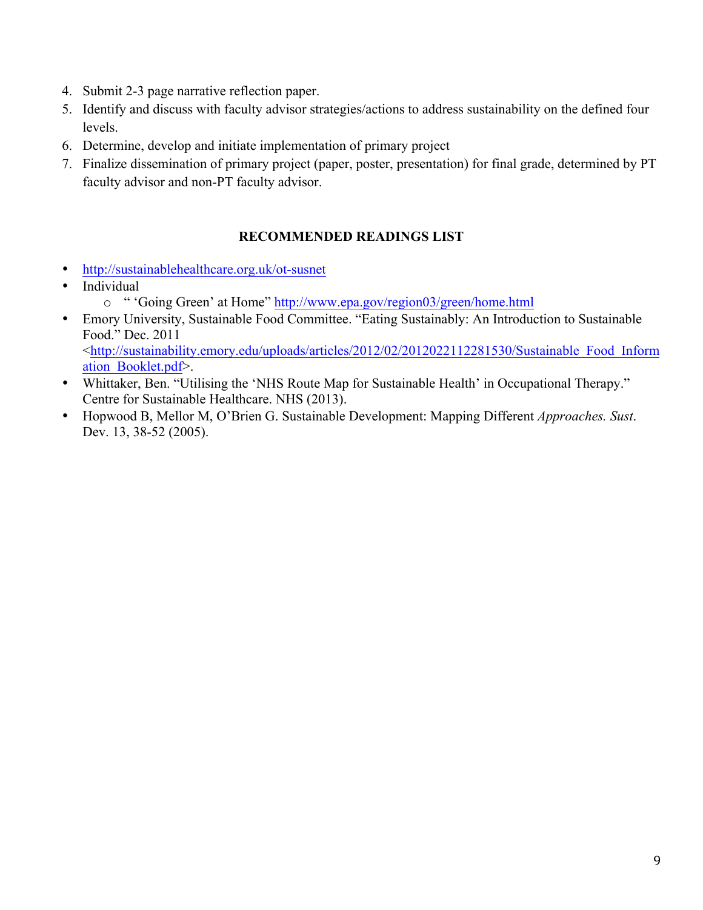4. Submit 2-3 page narrative reflection paper.
5. Identify and discuss with faculty advisor strategies/actions to address sustainability on the defined four levels.
6. Determine, develop and initiate implementation of primary project
7. Finalize dissemination of primary project (paper, poster, presentation) for final grade, determined by PT faculty advisor and non-PT faculty advisor.

**RECOMMENDED READINGS LIST**

- http://sustainablehealthcare.org.uk/ot-susnet
- Individual
  - " 'Going Green' at Home" http://www.epa.gov/region03/green/home.html
- Emory University, Sustainable Food Committee. "Eating Sustainably: An Introduction to Sustainable Food." Dec. 2011 <http://sustainability.emory.edu/uploads/articles/2012/02/2012022112281530/Sustainable_Food_Information_Booklet.pdf>.
- Whittaker, Ben. "Utilising the 'NHS Route Map for Sustainable Health' in Occupational Therapy." Centre for Sustainable Healthcare. NHS (2013).
- Hopwood B, Mellor M, O'Brien G. Sustainable Development: Mapping Different *Approaches. Sust*. Dev. 13, 38-52 (2005).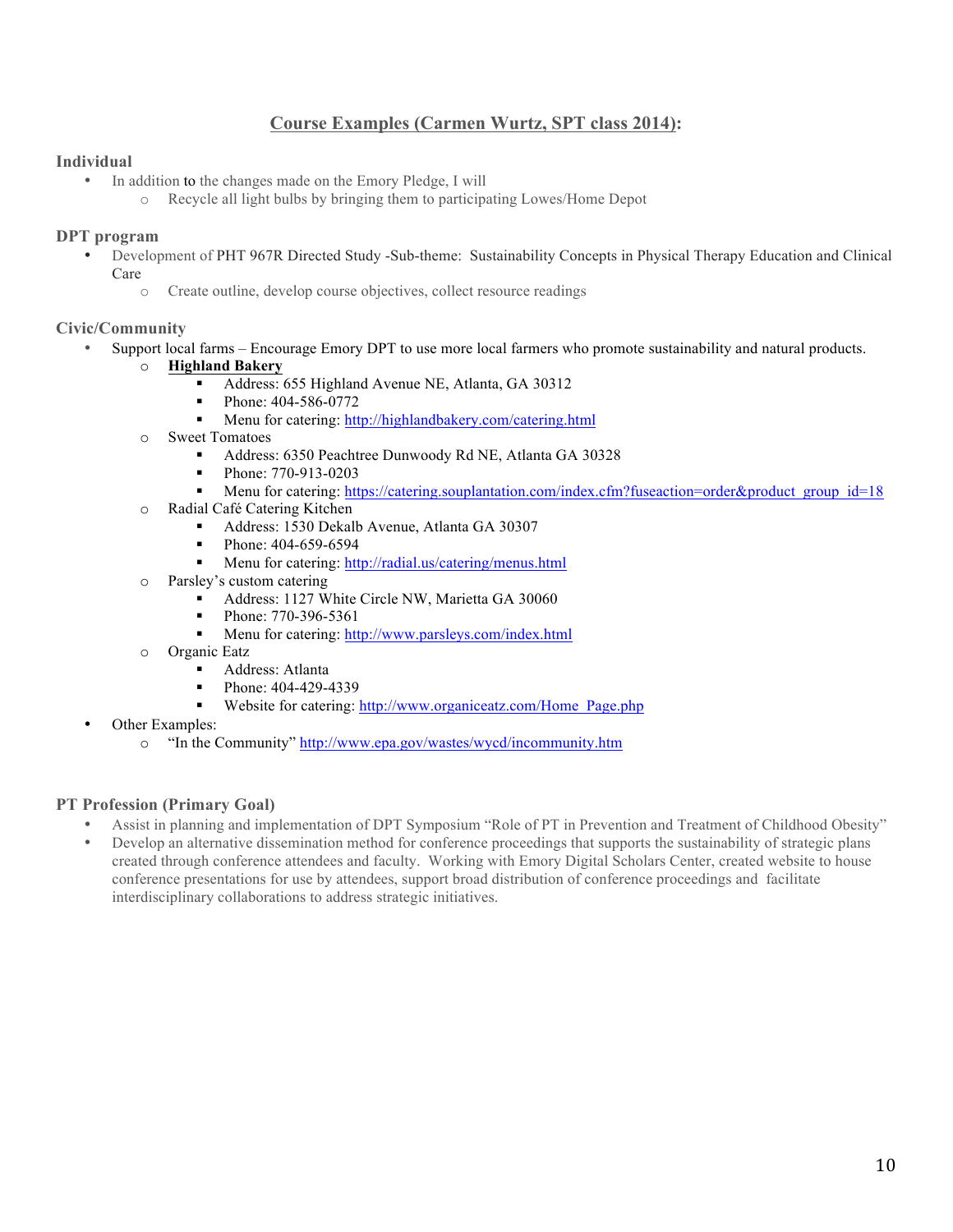## Course Examples (Carmen Wurtz, SPT class 2014):

### Individual

- In addition to the changes made on the Emory Pledge, I will
  - Recycle all light bulbs by bringing them to participating Lowes/Home Depot

### DPT program

- Development of PHT 967R Directed Study -Sub-theme: Sustainability Concepts in Physical Therapy Education and Clinical Care
  - Create outline, develop course objectives, collect resource readings

### Civic/Community

- Support local farms – Encourage Emory DPT to use more local farmers who promote sustainability and natural products.
  - **Highland Bakery**
    - Address: 655 Highland Avenue NE, Atlanta, GA 30312
    - Phone: 404-586-0772
    - Menu for catering: http://highlandbakery.com/catering.html
  - Sweet Tomatoes
    - Address: 6350 Peachtree Dunwoody Rd NE, Atlanta GA 30328
    - Phone: 770-913-0203
    - Menu for catering: https://catering.souplantation.com/index.cfm?fuseaction=order&product_group_id=18
  - Radial Café Catering Kitchen
    - Address: 1530 Dekalb Avenue, Atlanta GA 30307
    - Phone: 404-659-6594
    - Menu for catering: http://radial.us/catering/menus.html
  - Parsley's custom catering
    - Address: 1127 White Circle NW, Marietta GA 30060
    - Phone: 770-396-5361
    - Menu for catering: http://www.parsleys.com/index.html
  - Organic Eatz
    - Address: Atlanta
    - Phone: 404-429-4339
    - Website for catering: http://www.organiceatz.com/Home_Page.php
- Other Examples:
  - "In the Community" http://www.epa.gov/wastes/wycd/incommunity.htm

### PT Profession (Primary Goal)

- Assist in planning and implementation of DPT Symposium "Role of PT in Prevention and Treatment of Childhood Obesity"
- Develop an alternative dissemination method for conference proceedings that supports the sustainability of strategic plans created through conference attendees and faculty. Working with Emory Digital Scholars Center, created website to house conference presentations for use by attendees, support broad distribution of conference proceedings and facilitate interdisciplinary collaborations to address strategic initiatives.